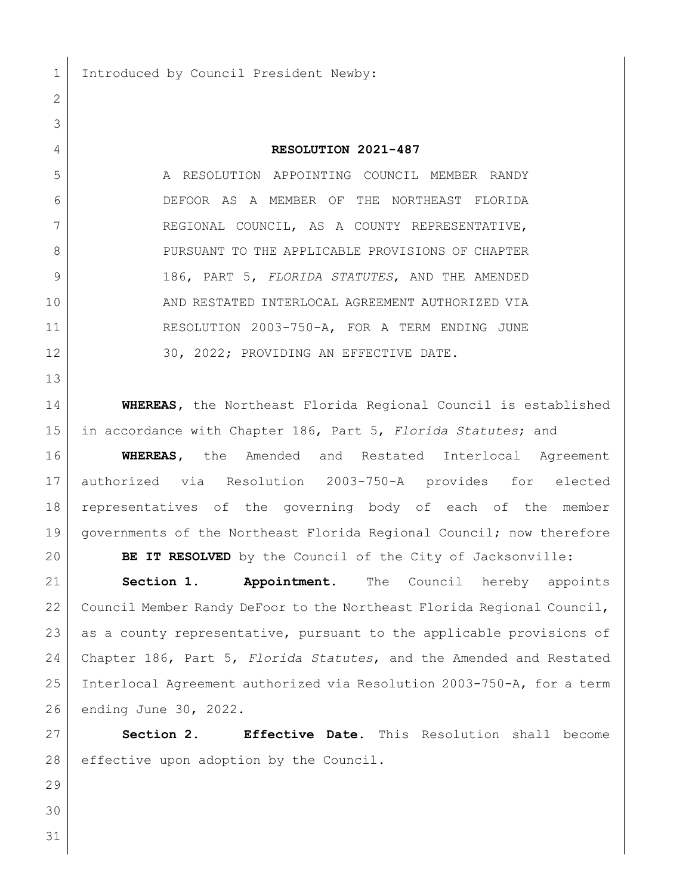Introduced by Council President Newby:

**RESOLUTION 2021-487**

A RESOLUTION APPOINTING COUNCIL MEMBER RANDY DEFOOR AS A MEMBER OF THE NORTHEAST FLORIDA REGIONAL COUNCIL, AS A COUNTY REPRESENTATIVE, PURSUANT TO THE APPLICABLE PROVISIONS OF CHAPTER 186, PART 5, *FLORIDA STATUTES*, AND THE AMENDED AND RESTATED INTERLOCAL AGREEMENT AUTHORIZED VIA RESOLUTION 2003-750-A, FOR A TERM ENDING JUNE 30, 2022; PROVIDING AN EFFECTIVE DATE.

**WHEREAS,** the Northeast Florida Regional Council is established in accordance with Chapter 186, Part 5, *Florida Statutes*; and

**WHEREAS,** the Amended and Restated Interlocal Agreement authorized via Resolution 2003-750-A provides for elected representatives of the governing body of each of the member governments of the Northeast Florida Regional Council; now therefore

**BE IT RESOLVED** by the Council of the City of Jacksonville:

**Section 1. Appointment.** The Council hereby appoints Council Member Randy DeFoor to the Northeast Florida Regional Council, as a county representative, pursuant to the applicable provisions of Chapter 186, Part 5, *Florida Statutes*, and the Amended and Restated Interlocal Agreement authorized via Resolution 2003-750-A, for a term ending June 30, 2022.

**Section 2. Effective Date.** This Resolution shall become effective upon adoption by the Council.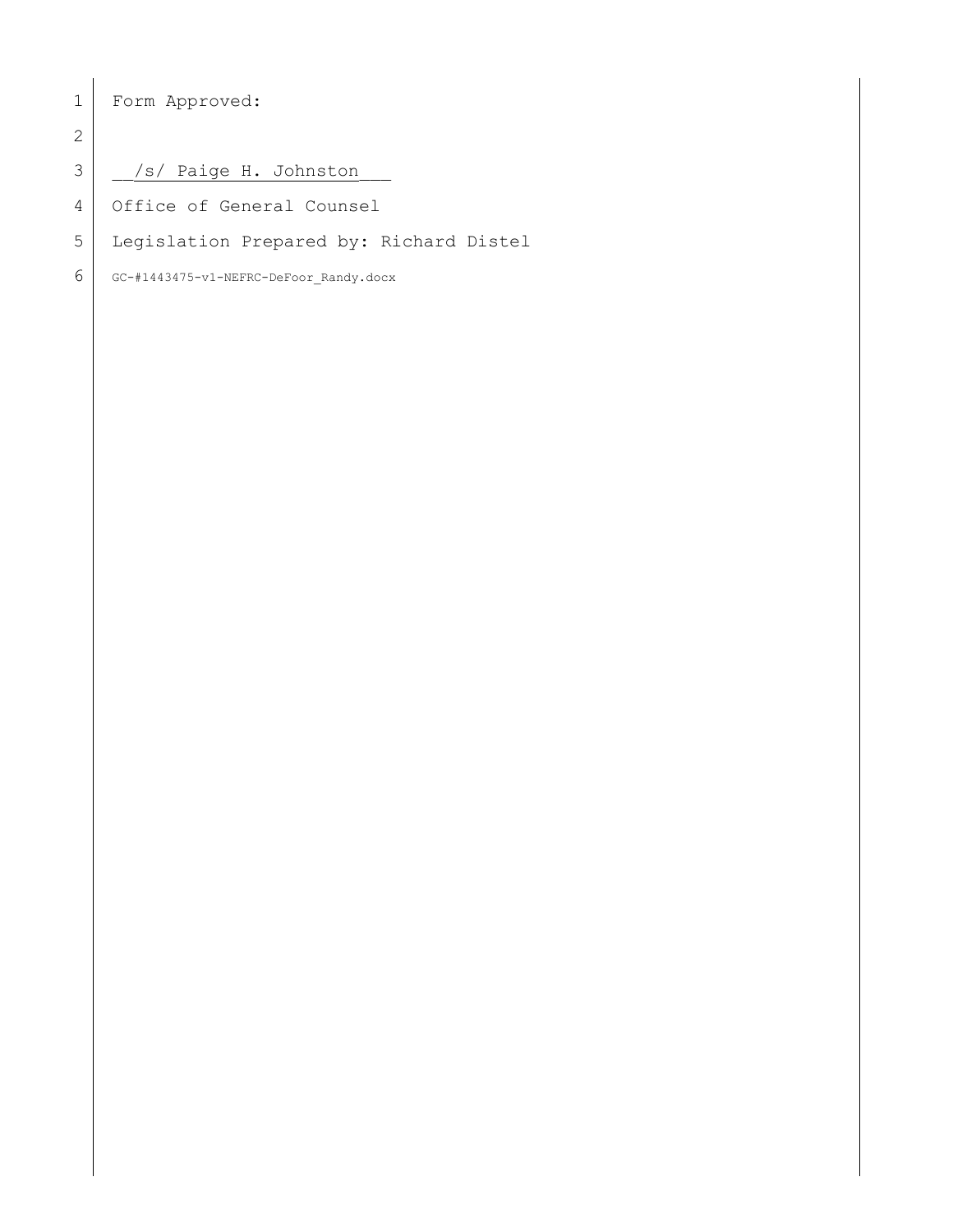Form Approved:

__/s/ Paige H. Johnston___

Office of General Counsel

Legislation Prepared by: Richard Distel

GC-#1443475-v1-NEFRC-DeFoor_Randy.docx